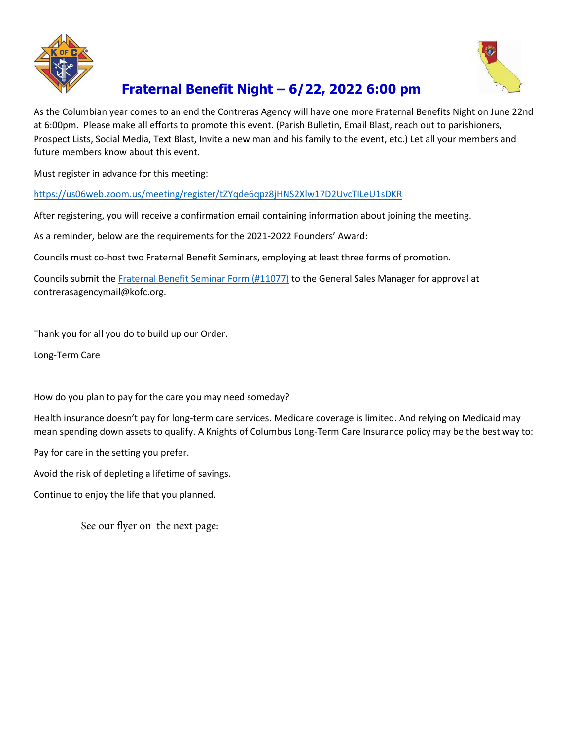# Fraternal Benefit Night – 6/22, 2022 6:00 pm

As the Columbian year comes to an end the Contreras Agency will have one more Fraternal Benefits Night on June 22nd at 6:00pm. Please make all efforts to promote this event. (Parish Bulletin, Email Blast, reach out to parishioners, Prospect Lists, Social Media, Text Blast, Invite a new man and his family to the event, etc.) Let all your members and future members know about this event.

Must register in advance for this meeting:

https://us06web.zoom.us/meeting/register/tZYqde6qpz8jHNS2Xlw17D2UvcTILeU1sDKR

After registering, you will receive a confirmation email containing information about joining the meeting.

As a reminder, below are the requirements for the 2021-2022 Founders' Award:

Councils must co-host two Fraternal Benefit Seminars, employing at least three forms of promotion.

Councils submit the Fraternal Benefit Seminar Form (#11077) to the General Sales Manager for approval at contrerasagencymail@kofc.org.

Thank you for all you do to build up our Order.

Long-Term Care

How do you plan to pay for the care you may need someday?

Health insurance doesn't pay for long-term care services. Medicare coverage is limited. And relying on Medicaid may mean spending down assets to qualify. A Knights of Columbus Long-Term Care Insurance policy may be the best way to:

Pay for care in the setting you prefer.

Avoid the risk of depleting a lifetime of savings.

Continue to enjoy the life that you planned.

See our flyer on the next page: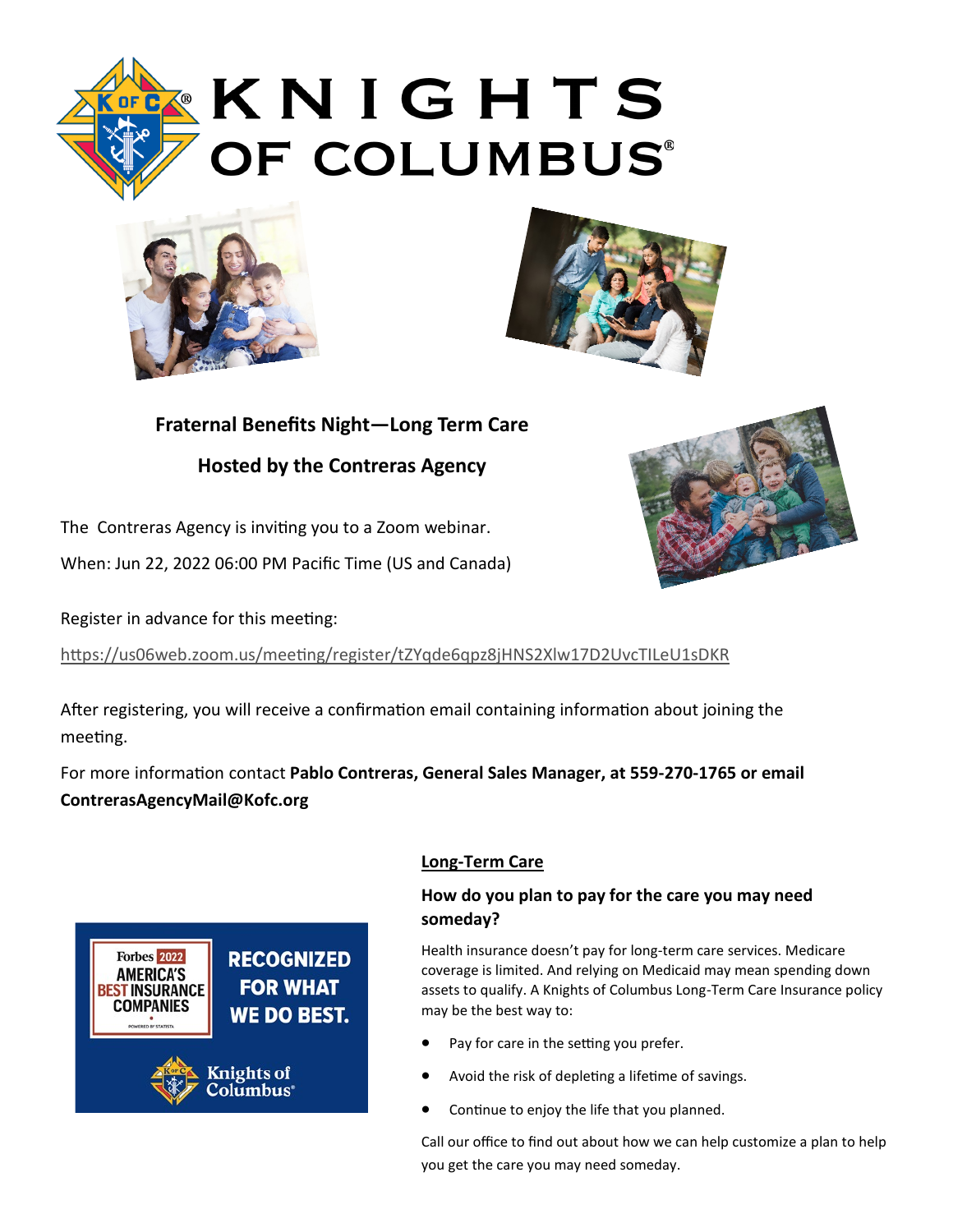# KNIGHTS OF COLUMBUS®

**Fraternal Benefits Night—Long Term Care**

**Hosted by the Contreras Agency**

The Contreras Agency is inviting you to a Zoom webinar.

When: Jun 22, 2022 06:00 PM Pacific Time (US and Canada)

Register in advance for this meeting:

https://us06web.zoom.us/meeting/register/tZYqde6qpz8jHNS2Xlw17D2UvcTILeU1sDKR

After registering, you will receive a confirmation email containing information about joining the meeting.

For more information contact **Pablo Contreras, General Sales Manager, at 559-270-1765 or email ContrerasAgencyMail@Kofc.org**

Forbes 2022 AMERICA'S BEST INSURANCE COMPANIES

POWERED BY STATISTA

RECOGNIZED FOR WHAT WE DO BEST.

Knights of Columbus®

## Long-Term Care

### How do you plan to pay for the care you may need someday?

Health insurance doesn't pay for long-term care services. Medicare coverage is limited. And relying on Medicaid may mean spending down assets to qualify. A Knights of Columbus Long-Term Care Insurance policy may be the best way to:

- Pay for care in the setting you prefer.
- Avoid the risk of depleting a lifetime of savings.
- Continue to enjoy the life that you planned.

Call our office to find out about how we can help customize a plan to help you get the care you may need someday.